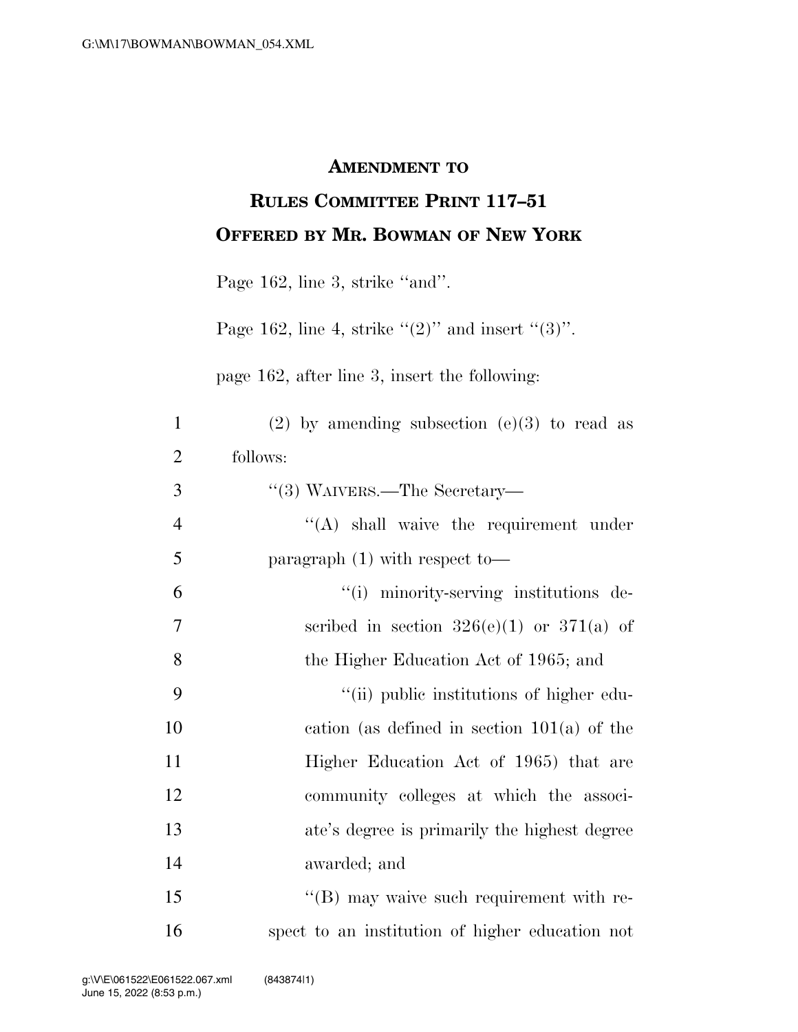# AMENDMENT TO
# RULES COMMITTEE PRINT 117–51
# OFFERED BY MR. BOWMAN OF NEW YORK

Page 162, line 3, strike ''and''.

Page 162, line 4, strike ''(2)'' and insert ''(3)''.

page 162, after line 3, insert the following:

(2) by amending subsection (e)(3) to read as follows:

''(3) WAIVERS.—The Secretary—

''(A) shall waive the requirement under paragraph (1) with respect to—

''(i) minority-serving institutions described in section 326(e)(1) or 371(a) of the Higher Education Act of 1965; and

''(ii) public institutions of higher education (as defined in section 101(a) of the Higher Education Act of 1965) that are community colleges at which the associate's degree is primarily the highest degree awarded; and

''(B) may waive such requirement with respect to an institution of higher education not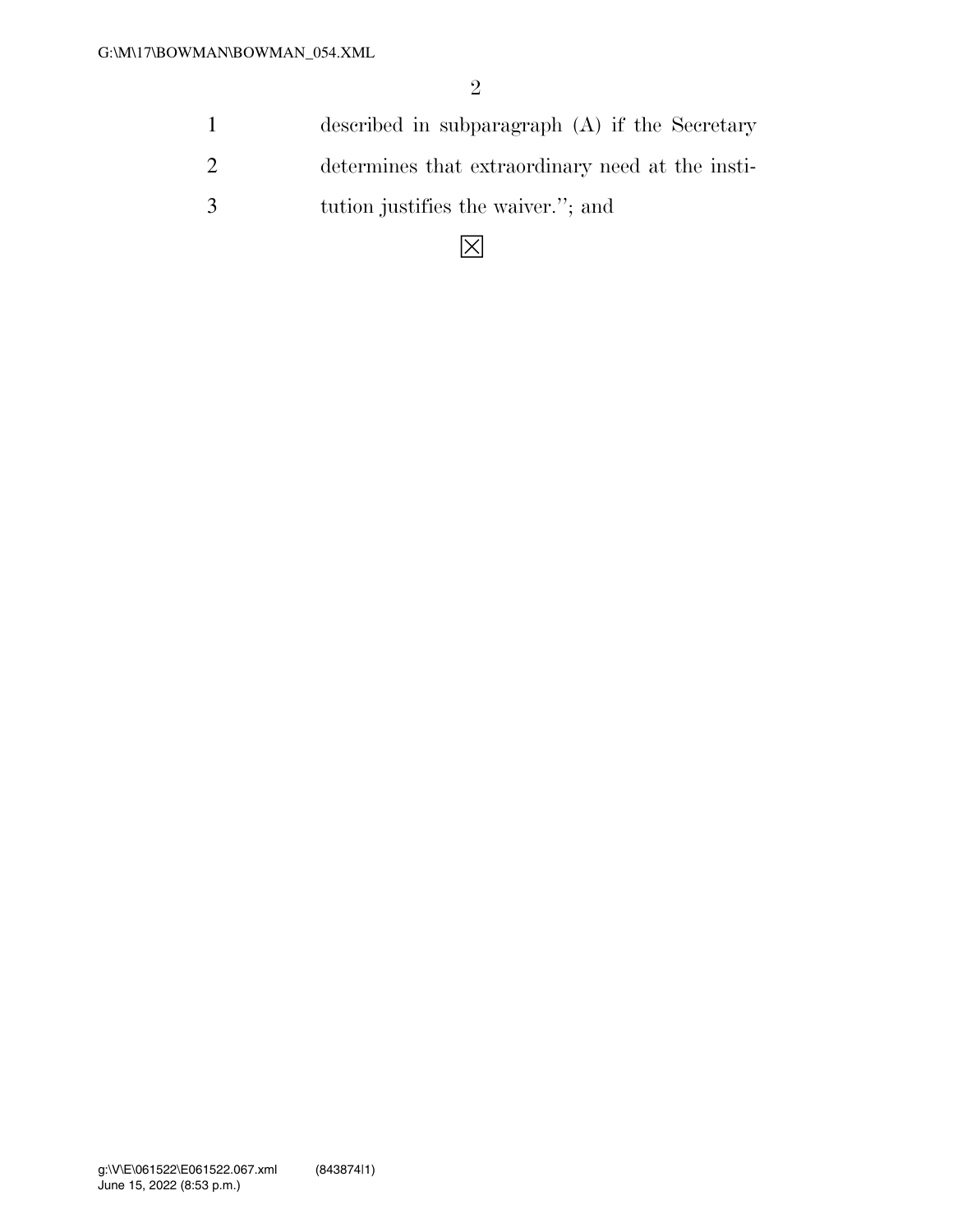described in subparagraph (A) if the Secretary determines that extraordinary need at the institution justifies the waiver.''; and

☒